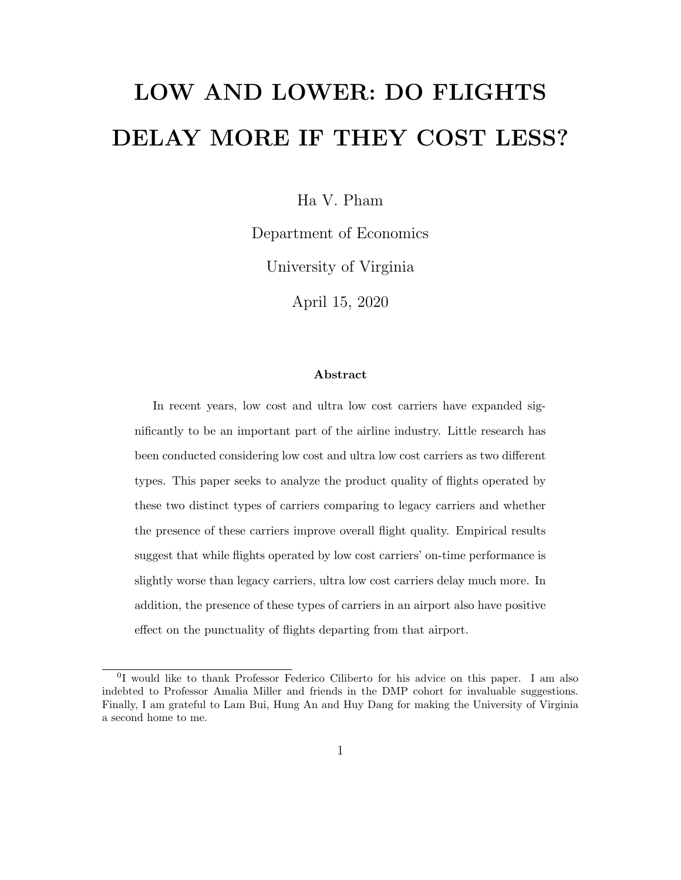# LOW AND LOWER: DO FLIGHTS DELAY MORE IF THEY COST LESS?

Ha V. Pham

Department of Economics

University of Virginia

April 15, 2020

### Abstract

In recent years, low cost and ultra low cost carriers have expanded significantly to be an important part of the airline industry. Little research has been conducted considering low cost and ultra low cost carriers as two different types. This paper seeks to analyze the product quality of flights operated by these two distinct types of carriers comparing to legacy carriers and whether the presence of these carriers improve overall flight quality. Empirical results suggest that while flights operated by low cost carriers' on-time performance is slightly worse than legacy carriers, ultra low cost carriers delay much more. In addition, the presence of these types of carriers in an airport also have positive effect on the punctuality of flights departing from that airport.

---

[0] I would like to thank Professor Federico Ciliberto for his advice on this paper. I am also indebted to Professor Amalia Miller and friends in the DMP cohort for invaluable suggestions. Finally, I am grateful to Lam Bui, Hung An and Huy Dang for making the University of Virginia a second home to me.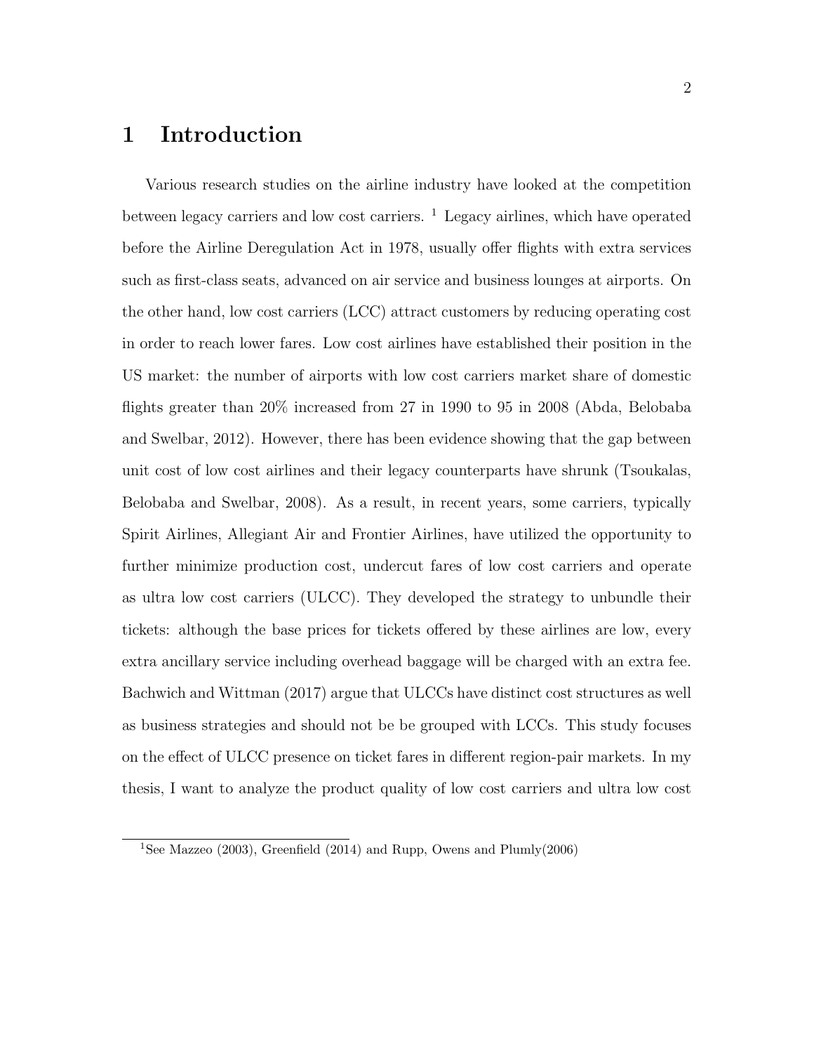# 1 Introduction

Various research studies on the airline industry have looked at the competition between legacy carriers and low cost carriers. [1] Legacy airlines, which have operated before the Airline Deregulation Act in 1978, usually offer flights with extra services such as first-class seats, advanced on air service and business lounges at airports. On the other hand, low cost carriers (LCC) attract customers by reducing operating cost in order to reach lower fares. Low cost airlines have established their position in the US market: the number of airports with low cost carriers market share of domestic flights greater than 20% increased from 27 in 1990 to 95 in 2008 (Abda, Belobaba and Swelbar, 2012). However, there has been evidence showing that the gap between unit cost of low cost airlines and their legacy counterparts have shrunk (Tsoukalas, Belobaba and Swelbar, 2008). As a result, in recent years, some carriers, typically Spirit Airlines, Allegiant Air and Frontier Airlines, have utilized the opportunity to further minimize production cost, undercut fares of low cost carriers and operate as ultra low cost carriers (ULCC). They developed the strategy to unbundle their tickets: although the base prices for tickets offered by these airlines are low, every extra ancillary service including overhead baggage will be charged with an extra fee. Bachwich and Wittman (2017) argue that ULCCs have distinct cost structures as well as business strategies and should not be be grouped with LCCs. This study focuses on the effect of ULCC presence on ticket fares in different region-pair markets. In my thesis, I want to analyze the product quality of low cost carriers and ultra low cost

[1] See Mazzeo (2003), Greenfield (2014) and Rupp, Owens and Plumly(2006)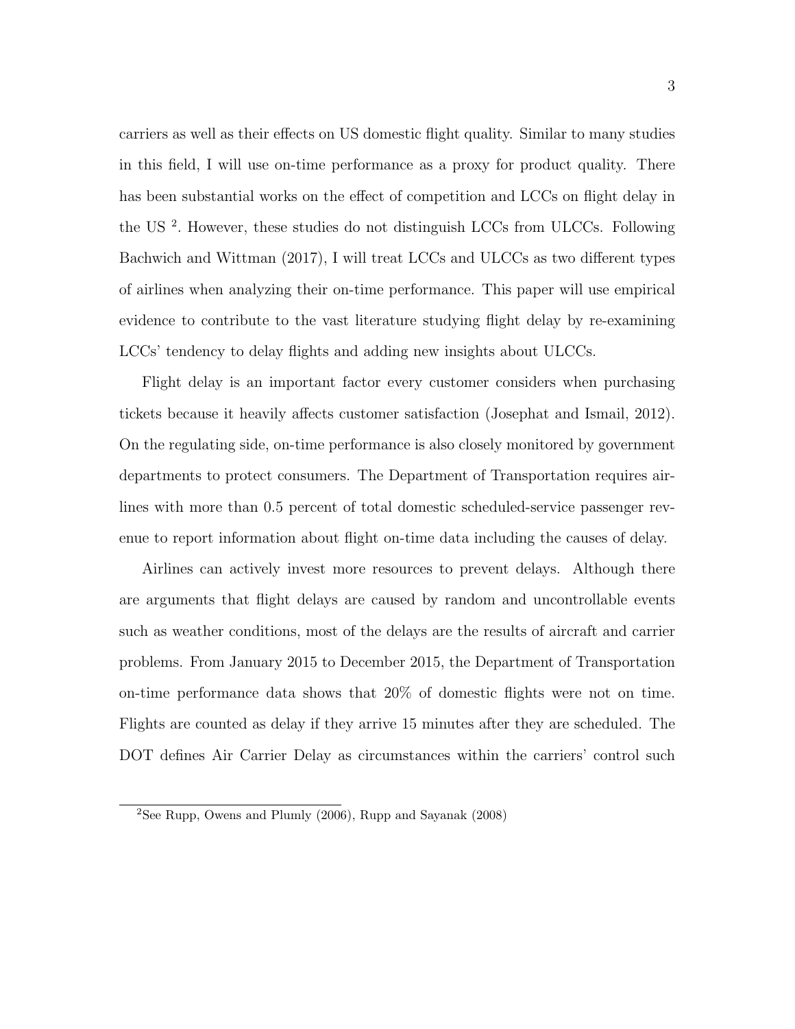carriers as well as their effects on US domestic flight quality. Similar to many studies in this field, I will use on-time performance as a proxy for product quality. There has been substantial works on the effect of competition and LCCs on flight delay in the US [2]. However, these studies do not distinguish LCCs from ULCCs. Following Bachwich and Wittman (2017), I will treat LCCs and ULCCs as two different types of airlines when analyzing their on-time performance. This paper will use empirical evidence to contribute to the vast literature studying flight delay by re-examining LCCs' tendency to delay flights and adding new insights about ULCCs.

Flight delay is an important factor every customer considers when purchasing tickets because it heavily affects customer satisfaction (Josephat and Ismail, 2012). On the regulating side, on-time performance is also closely monitored by government departments to protect consumers. The Department of Transportation requires airlines with more than 0.5 percent of total domestic scheduled-service passenger revenue to report information about flight on-time data including the causes of delay.

Airlines can actively invest more resources to prevent delays. Although there are arguments that flight delays are caused by random and uncontrollable events such as weather conditions, most of the delays are the results of aircraft and carrier problems. From January 2015 to December 2015, the Department of Transportation on-time performance data shows that 20% of domestic flights were not on time. Flights are counted as delay if they arrive 15 minutes after they are scheduled. The DOT defines Air Carrier Delay as circumstances within the carriers' control such

[2] See Rupp, Owens and Plumly (2006), Rupp and Sayanak (2008)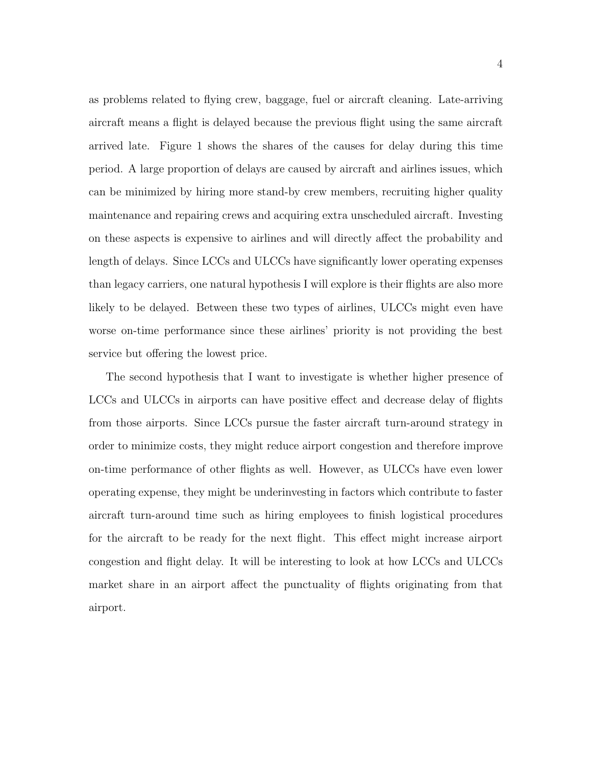as problems related to flying crew, baggage, fuel or aircraft cleaning. Late-arriving aircraft means a flight is delayed because the previous flight using the same aircraft arrived late. Figure 1 shows the shares of the causes for delay during this time period. A large proportion of delays are caused by aircraft and airlines issues, which can be minimized by hiring more stand-by crew members, recruiting higher quality maintenance and repairing crews and acquiring extra unscheduled aircraft. Investing on these aspects is expensive to airlines and will directly affect the probability and length of delays. Since LCCs and ULCCs have significantly lower operating expenses than legacy carriers, one natural hypothesis I will explore is their flights are also more likely to be delayed. Between these two types of airlines, ULCCs might even have worse on-time performance since these airlines' priority is not providing the best service but offering the lowest price.

The second hypothesis that I want to investigate is whether higher presence of LCCs and ULCCs in airports can have positive effect and decrease delay of flights from those airports. Since LCCs pursue the faster aircraft turn-around strategy in order to minimize costs, they might reduce airport congestion and therefore improve on-time performance of other flights as well. However, as ULCCs have even lower operating expense, they might be underinvesting in factors which contribute to faster aircraft turn-around time such as hiring employees to finish logistical procedures for the aircraft to be ready for the next flight. This effect might increase airport congestion and flight delay. It will be interesting to look at how LCCs and ULCCs market share in an airport affect the punctuality of flights originating from that airport.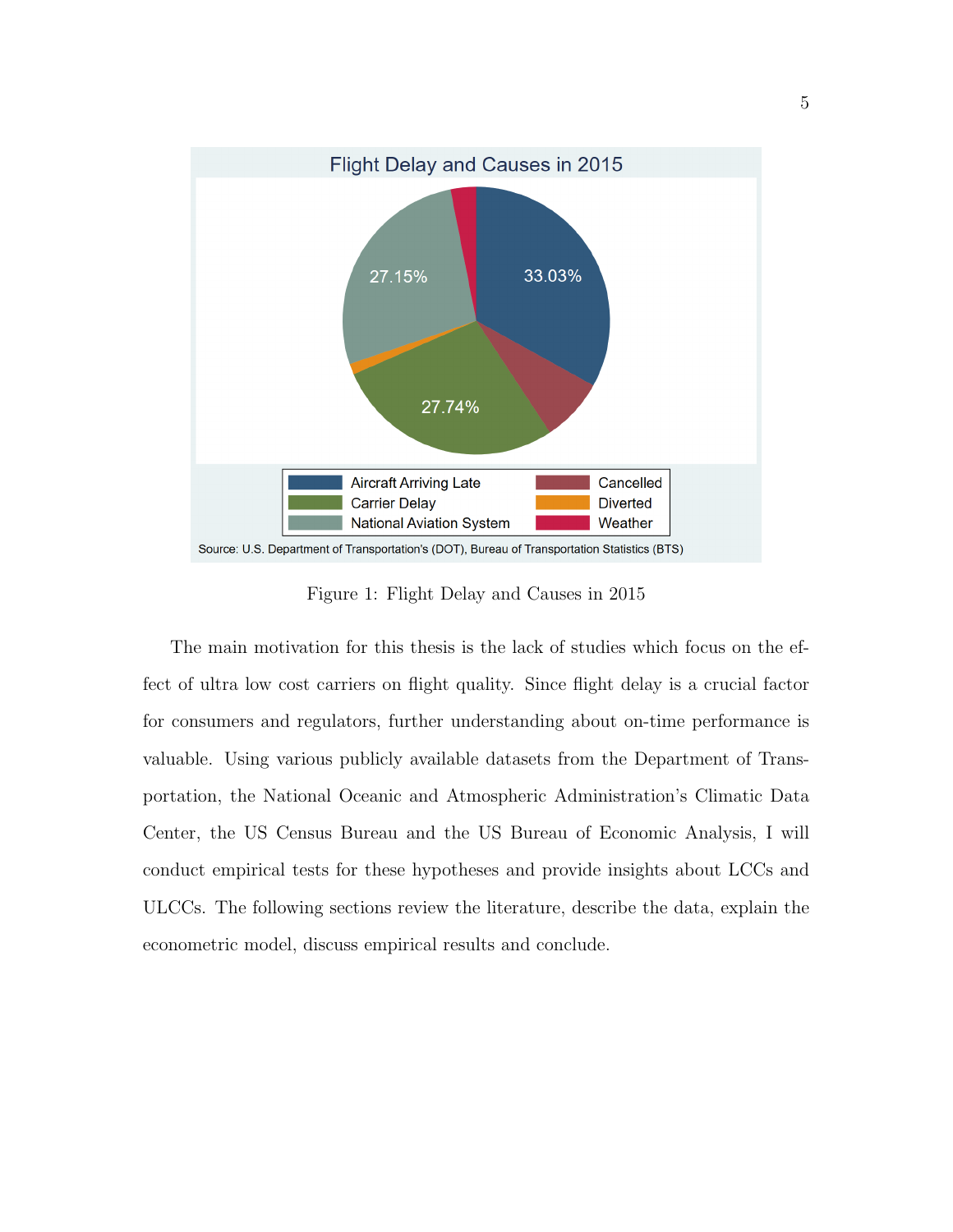Figure 1: Flight Delay and Causes in 2015

The main motivation for this thesis is the lack of studies which focus on the effect of ultra low cost carriers on flight quality. Since flight delay is a crucial factor for consumers and regulators, further understanding about on-time performance is valuable. Using various publicly available datasets from the Department of Transportation, the National Oceanic and Atmospheric Administration's Climatic Data Center, the US Census Bureau and the US Bureau of Economic Analysis, I will conduct empirical tests for these hypotheses and provide insights about LCCs and ULCCs. The following sections review the literature, describe the data, explain the econometric model, discuss empirical results and conclude.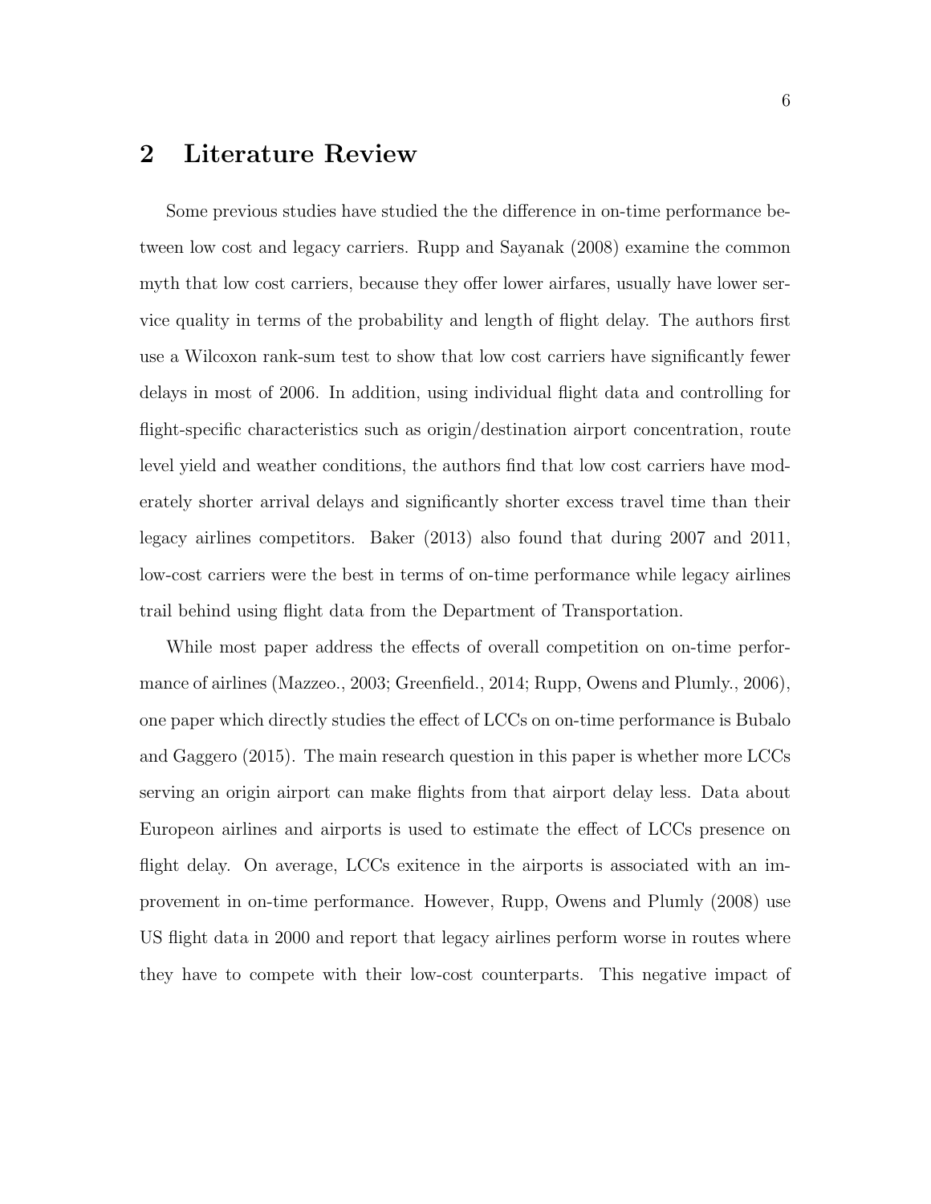## 2 Literature Review

Some previous studies have studied the the difference in on-time performance between low cost and legacy carriers. Rupp and Sayanak (2008) examine the common myth that low cost carriers, because they offer lower airfares, usually have lower service quality in terms of the probability and length of flight delay. The authors first use a Wilcoxon rank-sum test to show that low cost carriers have significantly fewer delays in most of 2006. In addition, using individual flight data and controlling for flight-specific characteristics such as origin/destination airport concentration, route level yield and weather conditions, the authors find that low cost carriers have moderately shorter arrival delays and significantly shorter excess travel time than their legacy airlines competitors. Baker (2013) also found that during 2007 and 2011, low-cost carriers were the best in terms of on-time performance while legacy airlines trail behind using flight data from the Department of Transportation.

While most paper address the effects of overall competition on on-time performance of airlines (Mazzeo., 2003; Greenfield., 2014; Rupp, Owens and Plumly., 2006), one paper which directly studies the effect of LCCs on on-time performance is Bubalo and Gaggero (2015). The main research question in this paper is whether more LCCs serving an origin airport can make flights from that airport delay less. Data about Europeon airlines and airports is used to estimate the effect of LCCs presence on flight delay. On average, LCCs exitence in the airports is associated with an improvement in on-time performance. However, Rupp, Owens and Plumly (2008) use US flight data in 2000 and report that legacy airlines perform worse in routes where they have to compete with their low-cost counterparts. This negative impact of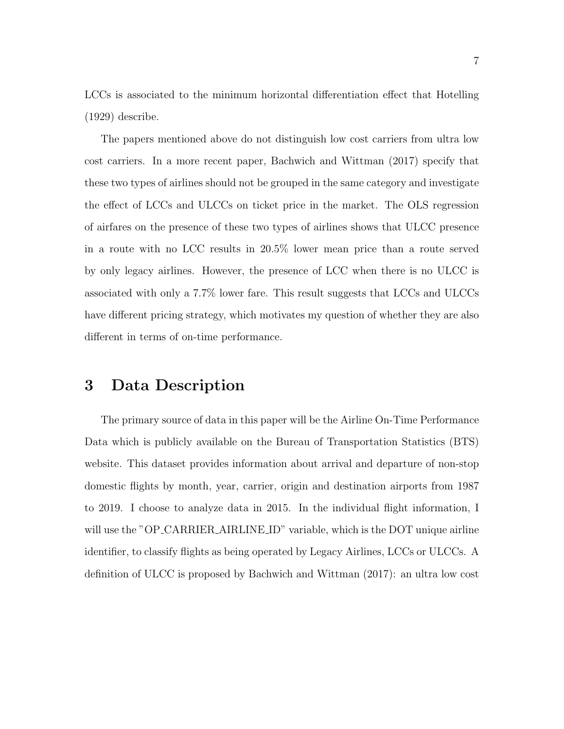LCCs is associated to the minimum horizontal differentiation effect that Hotelling (1929) describe.

The papers mentioned above do not distinguish low cost carriers from ultra low cost carriers. In a more recent paper, Bachwich and Wittman (2017) specify that these two types of airlines should not be grouped in the same category and investigate the effect of LCCs and ULCCs on ticket price in the market. The OLS regression of airfares on the presence of these two types of airlines shows that ULCC presence in a route with no LCC results in 20.5% lower mean price than a route served by only legacy airlines. However, the presence of LCC when there is no ULCC is associated with only a 7.7% lower fare. This result suggests that LCCs and ULCCs have different pricing strategy, which motivates my question of whether they are also different in terms of on-time performance.

# 3 Data Description

The primary source of data in this paper will be the Airline On-Time Performance Data which is publicly available on the Bureau of Transportation Statistics (BTS) website. This dataset provides information about arrival and departure of non-stop domestic flights by month, year, carrier, origin and destination airports from 1987 to 2019. I choose to analyze data in 2015. In the individual flight information, I will use the "OP_CARRIER_AIRLINE_ID" variable, which is the DOT unique airline identifier, to classify flights as being operated by Legacy Airlines, LCCs or ULCCs. A definition of ULCC is proposed by Bachwich and Wittman (2017): an ultra low cost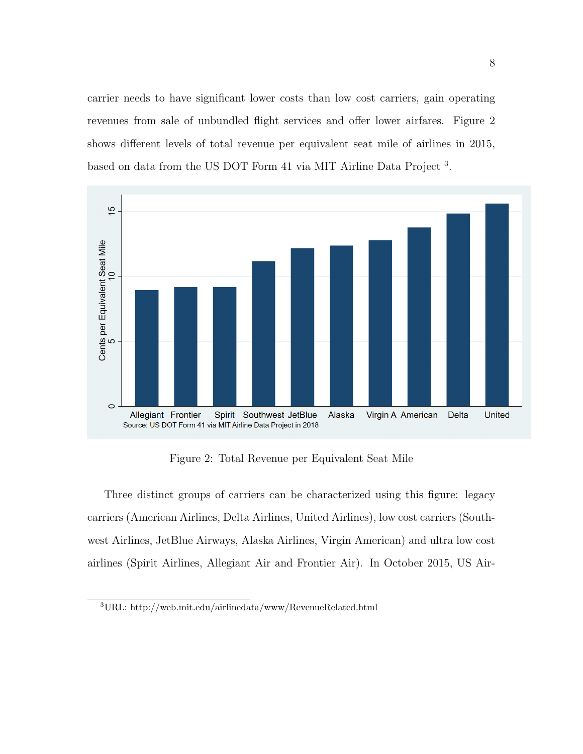carrier needs to have significant lower costs than low cost carriers, gain operating revenues from sale of unbundled flight services and offer lower airfares. Figure 2 shows different levels of total revenue per equivalent seat mile of airlines in 2015, based on data from the US DOT Form 41 via MIT Airline Data Project [3].

Figure 2: Total Revenue per Equivalent Seat Mile

Three distinct groups of carriers can be characterized using this figure: legacy carriers (American Airlines, Delta Airlines, United Airlines), low cost carriers (Southwest Airlines, JetBlue Airways, Alaska Airlines, Virgin American) and ultra low cost airlines (Spirit Airlines, Allegiant Air and Frontier Air). In October 2015, US Air-

[3] URL: http://web.mit.edu/airlinedata/www/RevenueRelated.html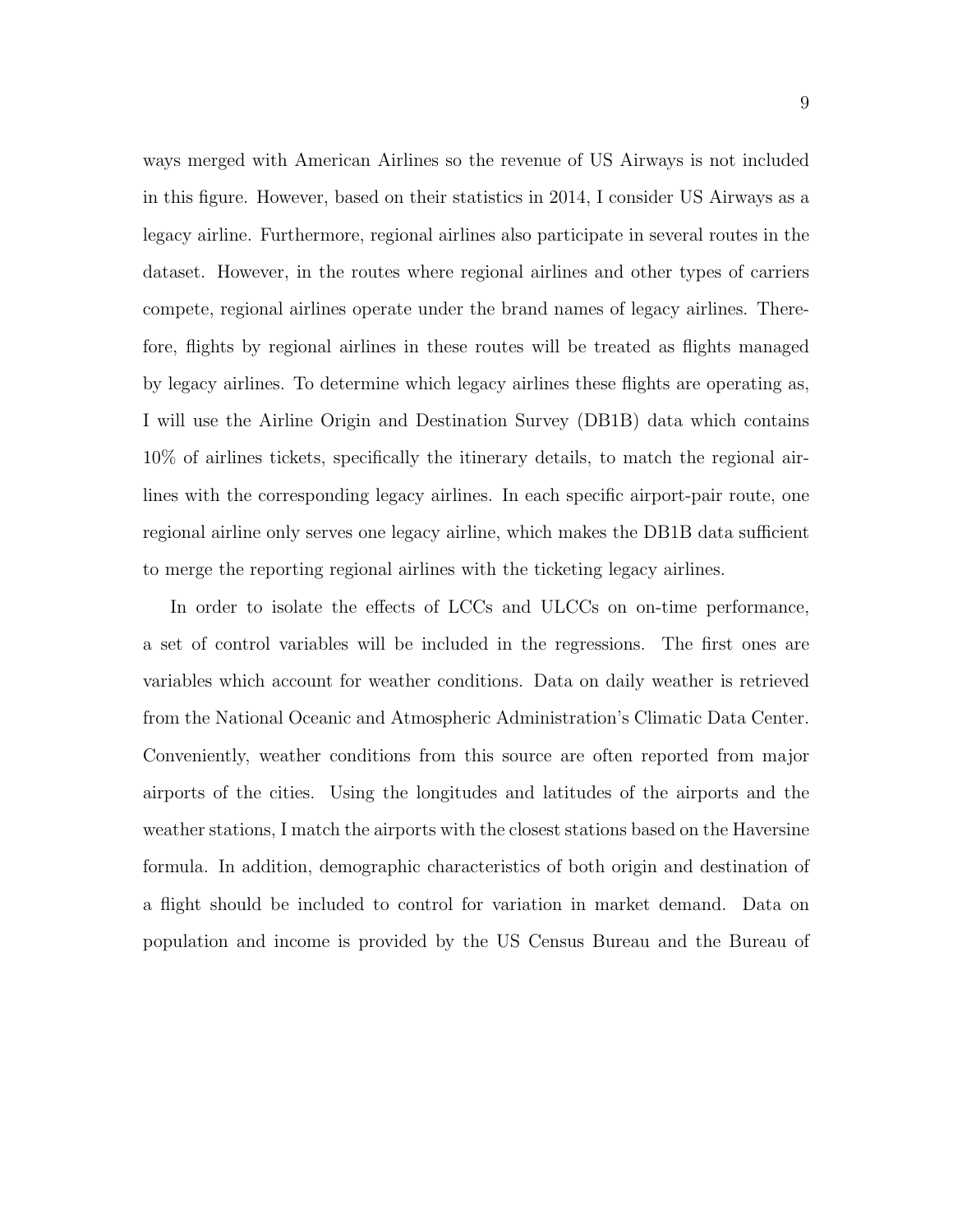ways merged with American Airlines so the revenue of US Airways is not included in this figure. However, based on their statistics in 2014, I consider US Airways as a legacy airline. Furthermore, regional airlines also participate in several routes in the dataset. However, in the routes where regional airlines and other types of carriers compete, regional airlines operate under the brand names of legacy airlines. Therefore, flights by regional airlines in these routes will be treated as flights managed by legacy airlines. To determine which legacy airlines these flights are operating as, I will use the Airline Origin and Destination Survey (DB1B) data which contains 10% of airlines tickets, specifically the itinerary details, to match the regional airlines with the corresponding legacy airlines. In each specific airport-pair route, one regional airline only serves one legacy airline, which makes the DB1B data sufficient to merge the reporting regional airlines with the ticketing legacy airlines.

In order to isolate the effects of LCCs and ULCCs on on-time performance, a set of control variables will be included in the regressions. The first ones are variables which account for weather conditions. Data on daily weather is retrieved from the National Oceanic and Atmospheric Administration's Climatic Data Center. Conveniently, weather conditions from this source are often reported from major airports of the cities. Using the longitudes and latitudes of the airports and the weather stations, I match the airports with the closest stations based on the Haversine formula. In addition, demographic characteristics of both origin and destination of a flight should be included to control for variation in market demand. Data on population and income is provided by the US Census Bureau and the Bureau of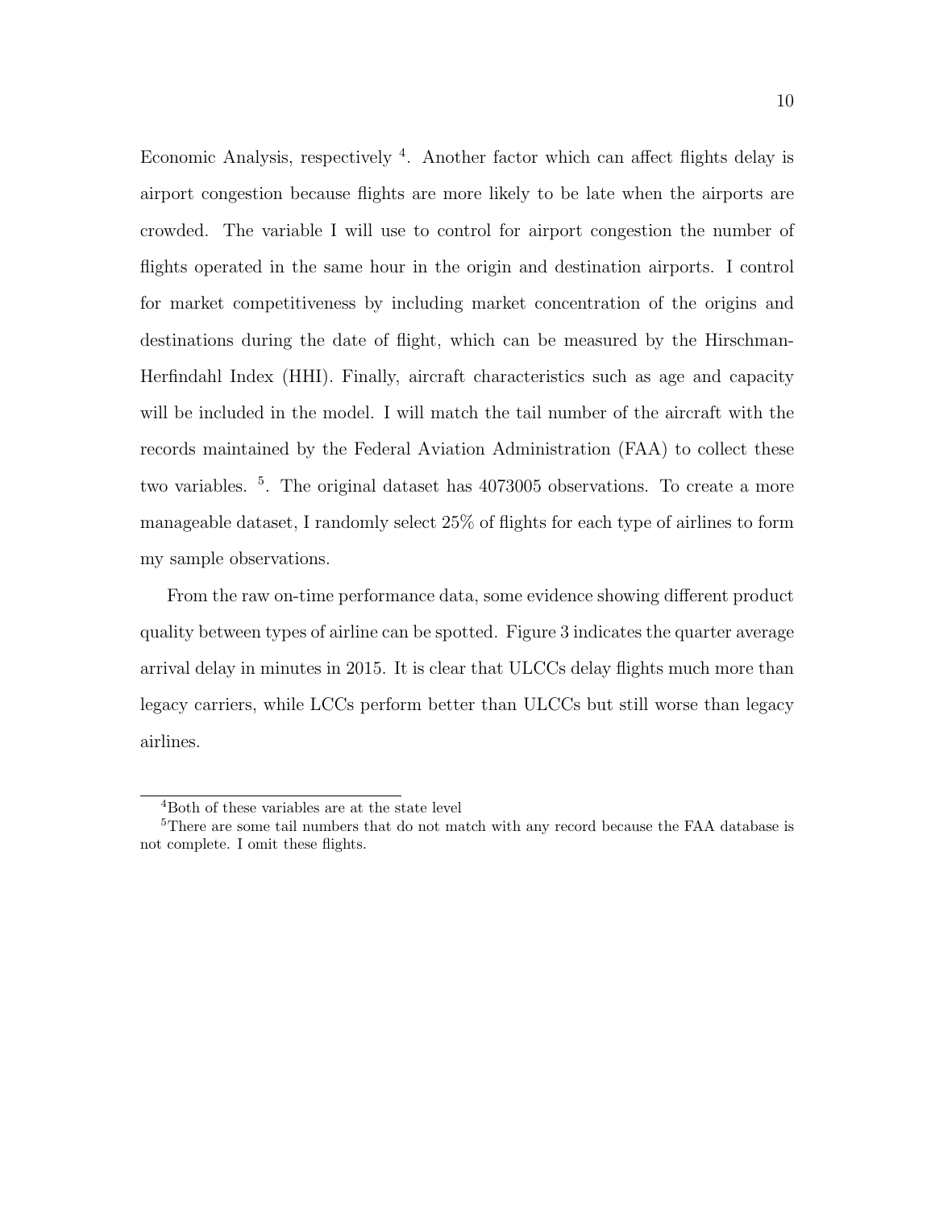Economic Analysis, respectively [4]. Another factor which can affect flights delay is airport congestion because flights are more likely to be late when the airports are crowded. The variable I will use to control for airport congestion the number of flights operated in the same hour in the origin and destination airports. I control for market competitiveness by including market concentration of the origins and destinations during the date of flight, which can be measured by the Hirschman-Herfindahl Index (HHI). Finally, aircraft characteristics such as age and capacity will be included in the model. I will match the tail number of the aircraft with the records maintained by the Federal Aviation Administration (FAA) to collect these two variables. [5]. The original dataset has 4073005 observations. To create a more manageable dataset, I randomly select 25% of flights for each type of airlines to form my sample observations.

From the raw on-time performance data, some evidence showing different product quality between types of airline can be spotted. Figure 3 indicates the quarter average arrival delay in minutes in 2015. It is clear that ULCCs delay flights much more than legacy carriers, while LCCs perform better than ULCCs but still worse than legacy airlines.

[4]Both of these variables are at the state level

[5]There are some tail numbers that do not match with any record because the FAA database is not complete. I omit these flights.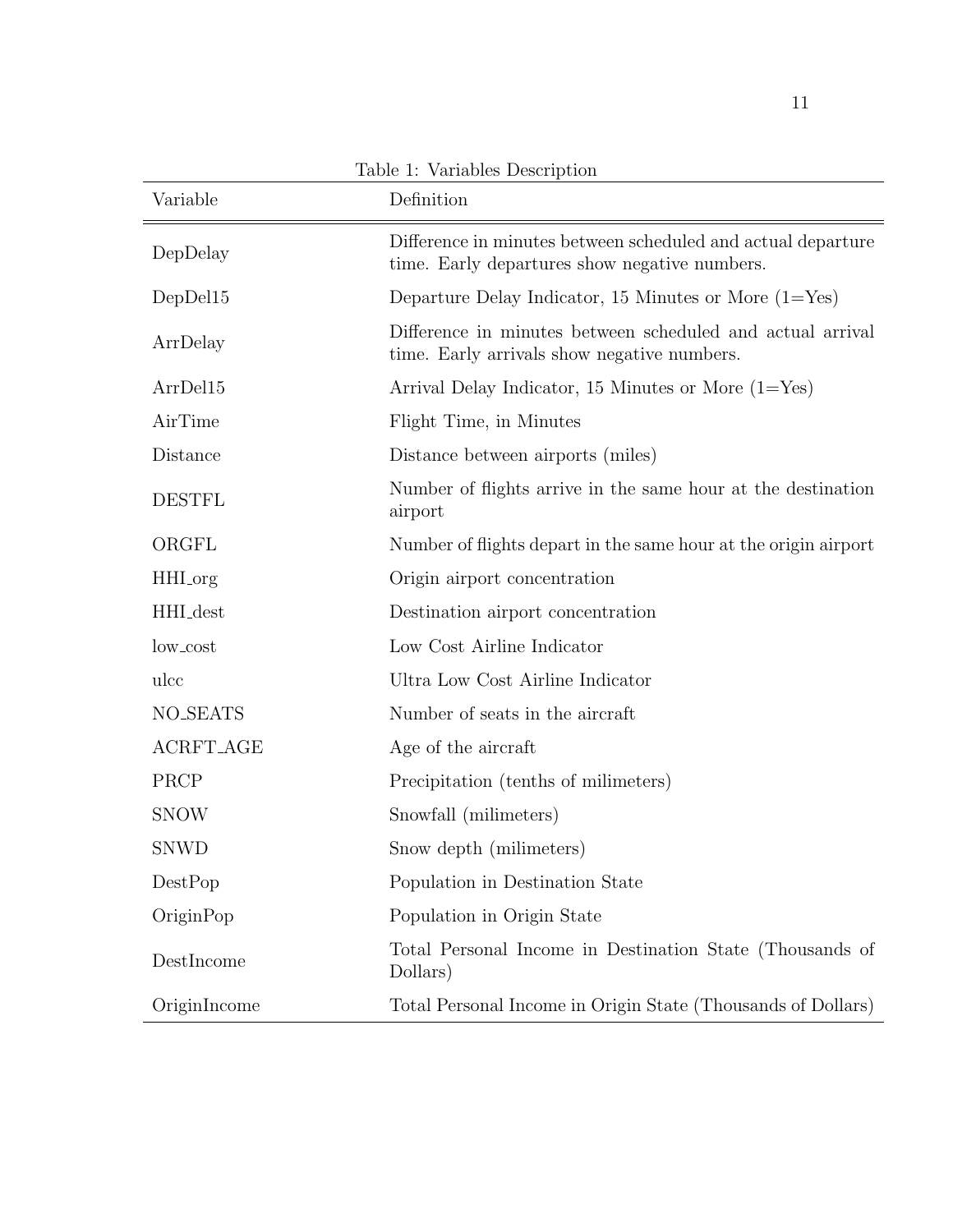Table 1: Variables Description

| Variable | Definition |
| --- | --- |
| DepDelay | Difference in minutes between scheduled and actual departure time. Early departures show negative numbers. |
| DepDel15 | Departure Delay Indicator, 15 Minutes or More (1=Yes) |
| ArrDelay | Difference in minutes between scheduled and actual arrival time. Early arrivals show negative numbers. |
| ArrDel15 | Arrival Delay Indicator, 15 Minutes or More (1=Yes) |
| AirTime | Flight Time, in Minutes |
| Distance | Distance between airports (miles) |
| DESTFL | Number of flights arrive in the same hour at the destination airport |
| ORGFL | Number of flights depart in the same hour at the origin airport |
| HHI_org | Origin airport concentration |
| HHI_dest | Destination airport concentration |
| low_cost | Low Cost Airline Indicator |
| ulcc | Ultra Low Cost Airline Indicator |
| NO_SEATS | Number of seats in the aircraft |
| ACRFT_AGE | Age of the aircraft |
| PRCP | Precipitation (tenths of milimeters) |
| SNOW | Snowfall (milimeters) |
| SNWD | Snow depth (milimeters) |
| DestPop | Population in Destination State |
| OriginPop | Population in Origin State |
| DestIncome | Total Personal Income in Destination State (Thousands of Dollars) |
| OriginIncome | Total Personal Income in Origin State (Thousands of Dollars) |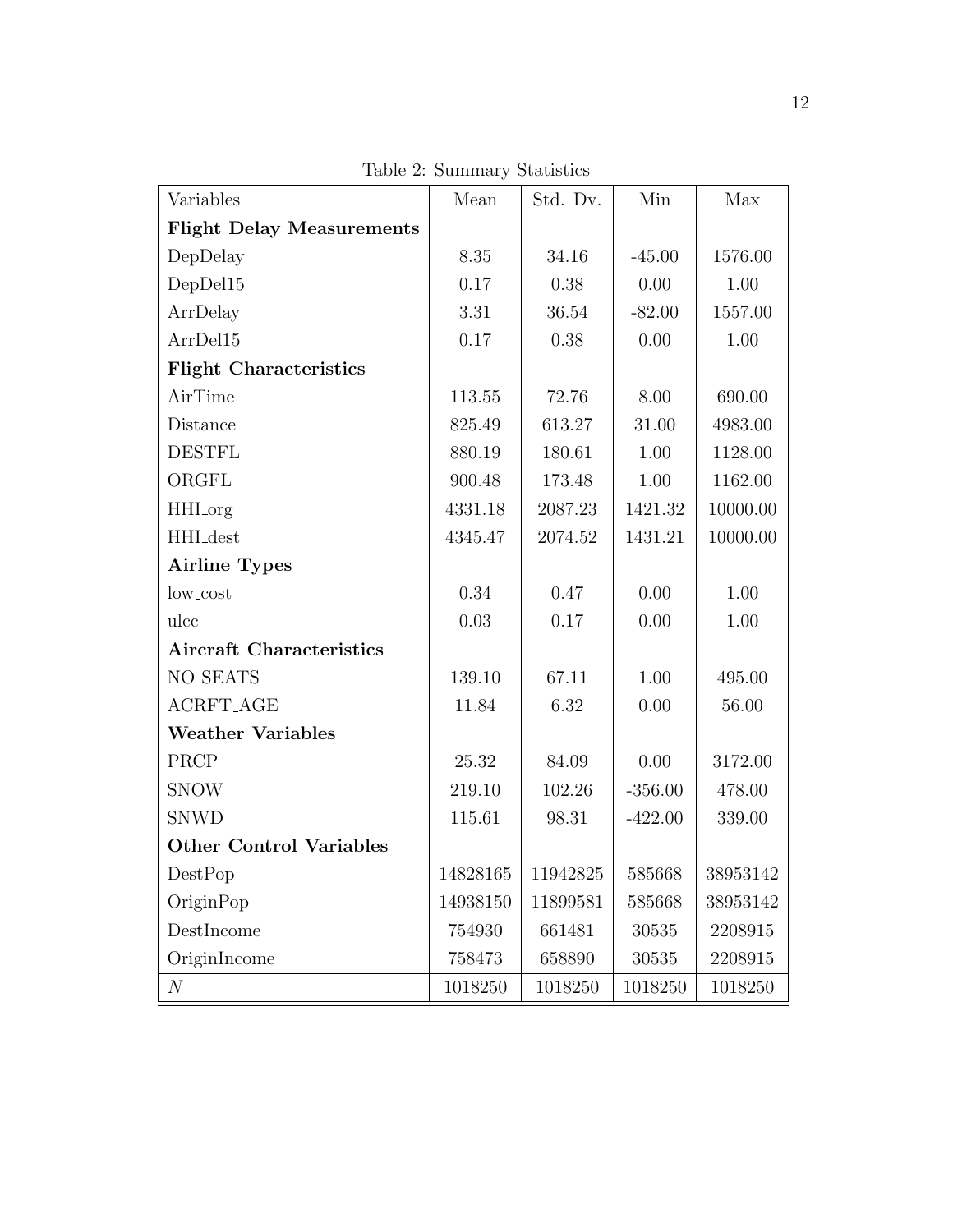Table 2: Summary Statistics

| Variables | Mean | Std. Dv. | Min | Max |
|---|---|---|---|---|
| **Flight Delay Measurements** | | | | |
| DepDelay | 8.35 | 34.16 | -45.00 | 1576.00 |
| DepDel15 | 0.17 | 0.38 | 0.00 | 1.00 |
| ArrDelay | 3.31 | 36.54 | -82.00 | 1557.00 |
| ArrDel15 | 0.17 | 0.38 | 0.00 | 1.00 |
| **Flight Characteristics** | | | | |
| AirTime | 113.55 | 72.76 | 8.00 | 690.00 |
| Distance | 825.49 | 613.27 | 31.00 | 4983.00 |
| DESTFL | 880.19 | 180.61 | 1.00 | 1128.00 |
| ORGFL | 900.48 | 173.48 | 1.00 | 1162.00 |
| HHI_org | 4331.18 | 2087.23 | 1421.32 | 10000.00 |
| HHI_dest | 4345.47 | 2074.52 | 1431.21 | 10000.00 |
| **Airline Types** | | | | |
| low_cost | 0.34 | 0.47 | 0.00 | 1.00 |
| ulcc | 0.03 | 0.17 | 0.00 | 1.00 |
| **Aircraft Characteristics** | | | | |
| NO_SEATS | 139.10 | 67.11 | 1.00 | 495.00 |
| ACRFT_AGE | 11.84 | 6.32 | 0.00 | 56.00 |
| **Weather Variables** | | | | |
| PRCP | 25.32 | 84.09 | 0.00 | 3172.00 |
| SNOW | 219.10 | 102.26 | -356.00 | 478.00 |
| SNWD | 115.61 | 98.31 | -422.00 | 339.00 |
| **Other Control Variables** | | | | |
| DestPop | 14828165 | 11942825 | 585668 | 38953142 |
| OriginPop | 14938150 | 11899581 | 585668 | 38953142 |
| DestIncome | 754930 | 661481 | 30535 | 2208915 |
| OriginIncome | 758473 | 658890 | 30535 | 2208915 |
| $N$ | 1018250 | 1018250 | 1018250 | 1018250 |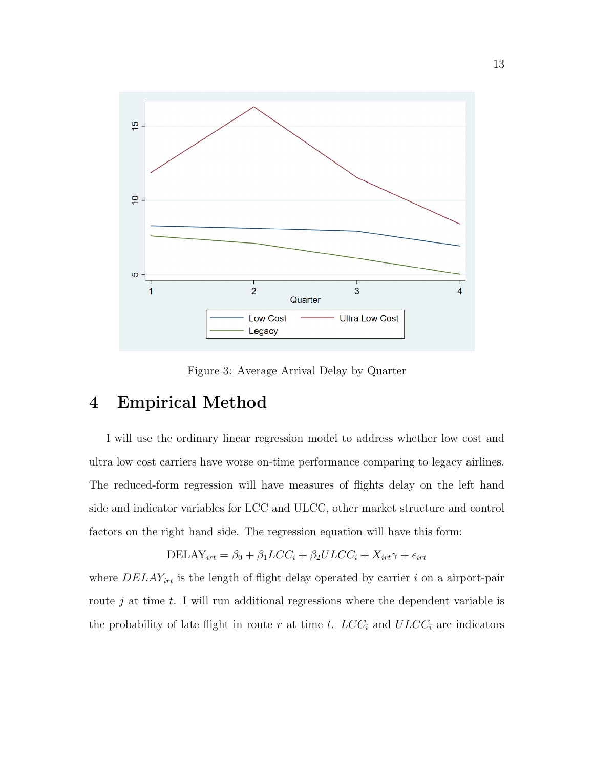Figure 3: Average Arrival Delay by Quarter

# 4 Empirical Method

I will use the ordinary linear regression model to address whether low cost and ultra low cost carriers have worse on-time performance comparing to legacy airlines. The reduced-form regression will have measures of flights delay on the left hand side and indicator variables for LCC and ULCC, other market structure and control factors on the right hand side. The regression equation will have this form:

$$\text{DELAY}_{irt} = \beta_0 + \beta_1 LCC_i + \beta_2 ULCC_i + X_{irt}\gamma + \epsilon_{irt}$$

where $DELAY_{irt}$ is the length of flight delay operated by carrier $i$ on a airport-pair route $j$ at time $t$. I will run additional regressions where the dependent variable is the probability of late flight in route $r$ at time $t$. $LCC_i$ and $ULCC_i$ are indicators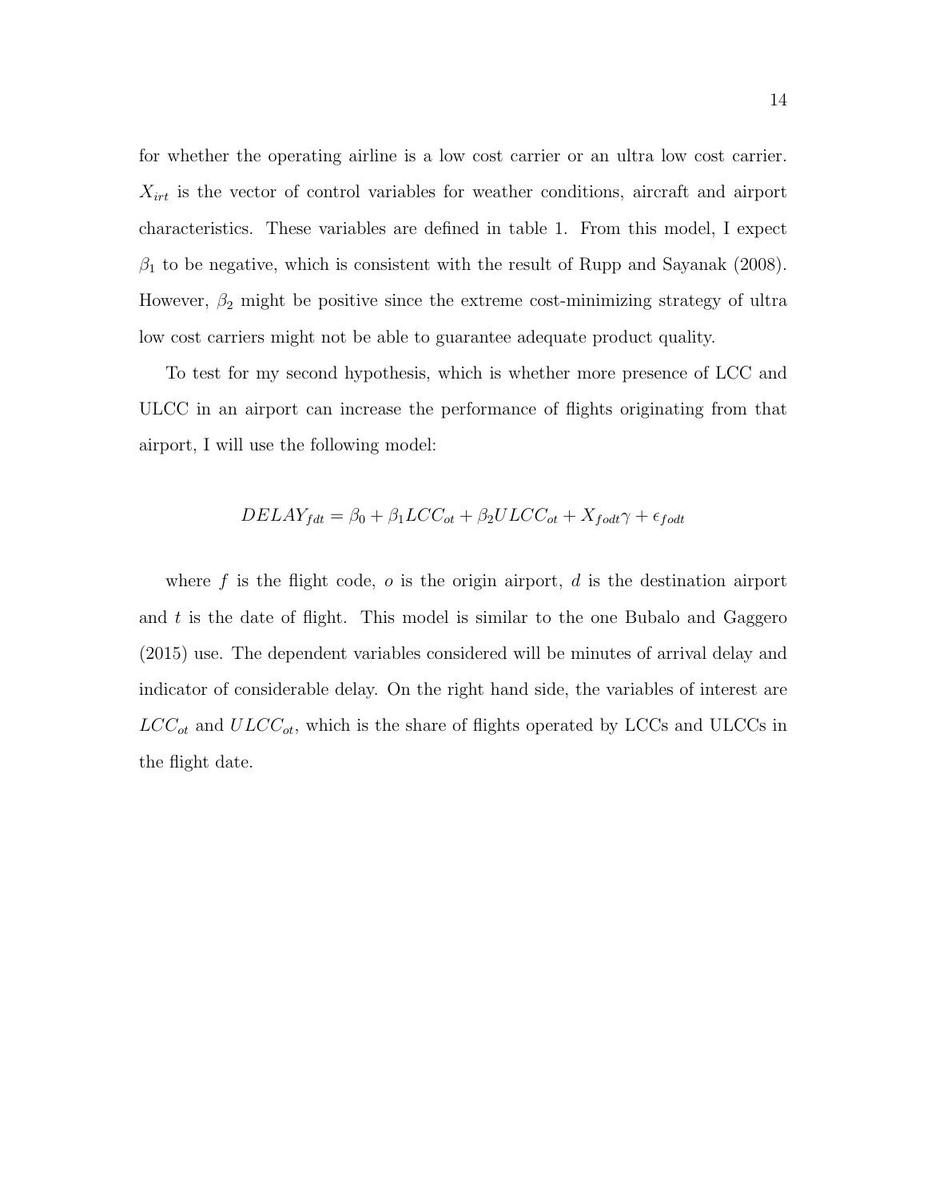for whether the operating airline is a low cost carrier or an ultra low cost carrier. $X_{irt}$ is the vector of control variables for weather conditions, aircraft and airport characteristics. These variables are defined in table 1. From this model, I expect $\beta_1$ to be negative, which is consistent with the result of Rupp and Sayanak (2008). However, $\beta_2$ might be positive since the extreme cost-minimizing strategy of ultra low cost carriers might not be able to guarantee adequate product quality.

To test for my second hypothesis, which is whether more presence of LCC and ULCC in an airport can increase the performance of flights originating from that airport, I will use the following model:

$$DELAY_{fdt} = \beta_0 + \beta_1 LCC_{ot} + \beta_2 ULCC_{ot} + X_{fodt}\gamma + \epsilon_{fodt}$$

where $f$ is the flight code, $o$ is the origin airport, $d$ is the destination airport and $t$ is the date of flight. This model is similar to the one Bubalo and Gaggero (2015) use. The dependent variables considered will be minutes of arrival delay and indicator of considerable delay. On the right hand side, the variables of interest are $LCC_{ot}$ and $ULCC_{ot}$, which is the share of flights operated by LCCs and ULCCs in the flight date.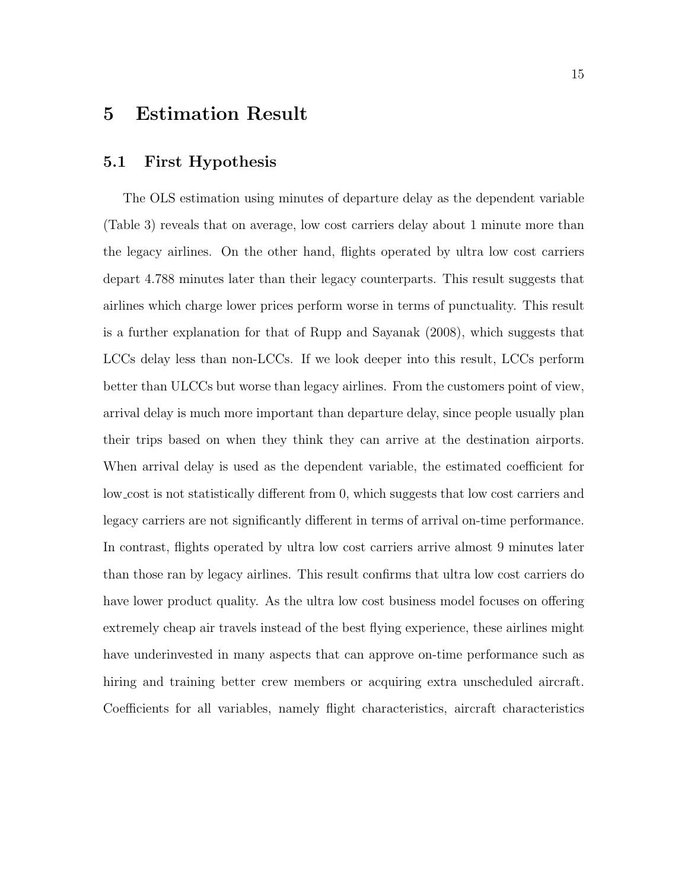# 5 Estimation Result

## 5.1 First Hypothesis

The OLS estimation using minutes of departure delay as the dependent variable (Table 3) reveals that on average, low cost carriers delay about 1 minute more than the legacy airlines. On the other hand, flights operated by ultra low cost carriers depart 4.788 minutes later than their legacy counterparts. This result suggests that airlines which charge lower prices perform worse in terms of punctuality. This result is a further explanation for that of Rupp and Sayanak (2008), which suggests that LCCs delay less than non-LCCs. If we look deeper into this result, LCCs perform better than ULCCs but worse than legacy airlines. From the customers point of view, arrival delay is much more important than departure delay, since people usually plan their trips based on when they think they can arrive at the destination airports. When arrival delay is used as the dependent variable, the estimated coefficient for low_cost is not statistically different from 0, which suggests that low cost carriers and legacy carriers are not significantly different in terms of arrival on-time performance. In contrast, flights operated by ultra low cost carriers arrive almost 9 minutes later than those ran by legacy airlines. This result confirms that ultra low cost carriers do have lower product quality. As the ultra low cost business model focuses on offering extremely cheap air travels instead of the best flying experience, these airlines might have underinvested in many aspects that can approve on-time performance such as hiring and training better crew members or acquiring extra unscheduled aircraft. Coefficients for all variables, namely flight characteristics, aircraft characteristics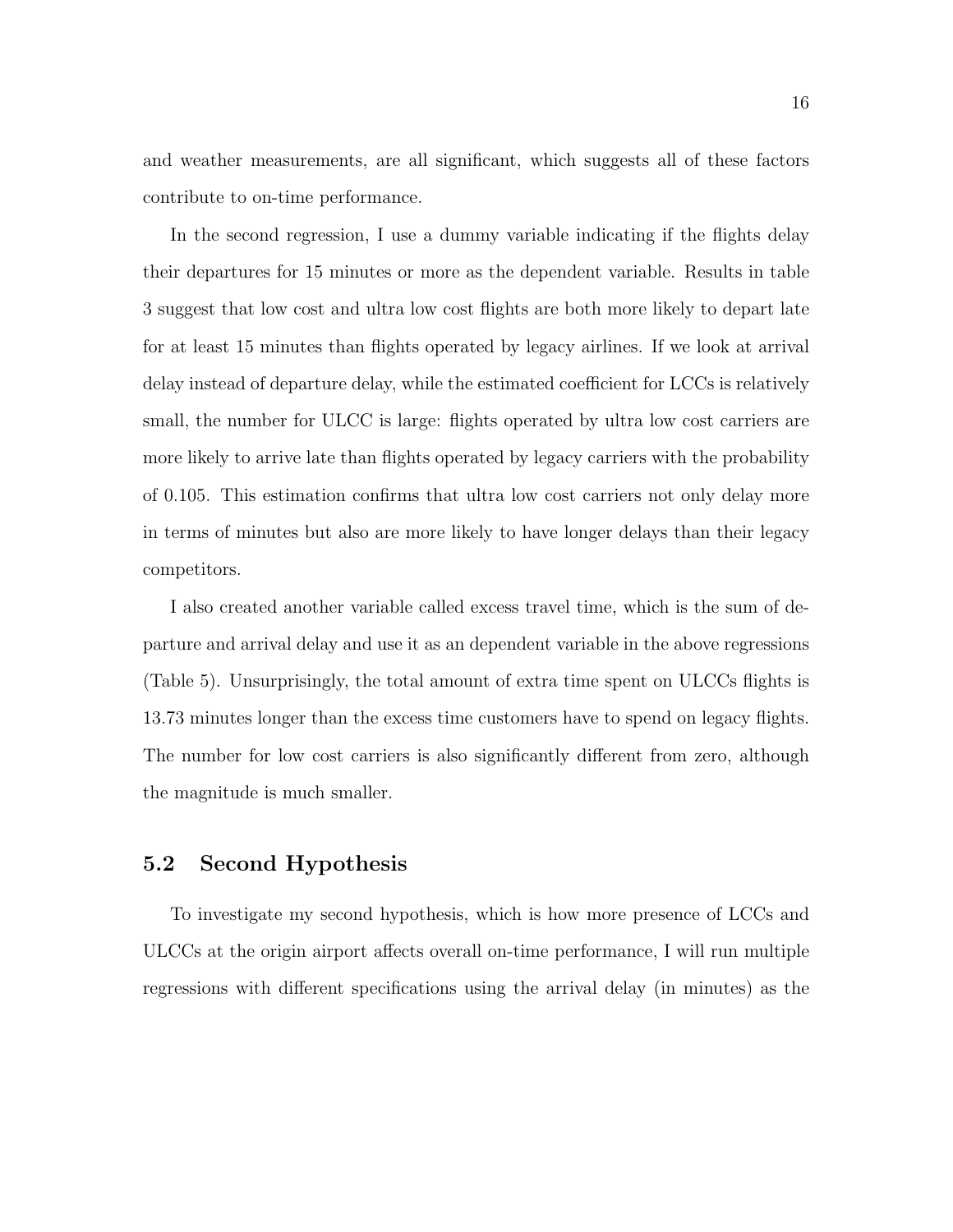and weather measurements, are all significant, which suggests all of these factors contribute to on-time performance.

In the second regression, I use a dummy variable indicating if the flights delay their departures for 15 minutes or more as the dependent variable. Results in table 3 suggest that low cost and ultra low cost flights are both more likely to depart late for at least 15 minutes than flights operated by legacy airlines. If we look at arrival delay instead of departure delay, while the estimated coefficient for LCCs is relatively small, the number for ULCC is large: flights operated by ultra low cost carriers are more likely to arrive late than flights operated by legacy carriers with the probability of 0.105. This estimation confirms that ultra low cost carriers not only delay more in terms of minutes but also are more likely to have longer delays than their legacy competitors.

I also created another variable called excess travel time, which is the sum of departure and arrival delay and use it as an dependent variable in the above regressions (Table 5). Unsurprisingly, the total amount of extra time spent on ULCCs flights is 13.73 minutes longer than the excess time customers have to spend on legacy flights. The number for low cost carriers is also significantly different from zero, although the magnitude is much smaller.

## 5.2 Second Hypothesis

To investigate my second hypothesis, which is how more presence of LCCs and ULCCs at the origin airport affects overall on-time performance, I will run multiple regressions with different specifications using the arrival delay (in minutes) as the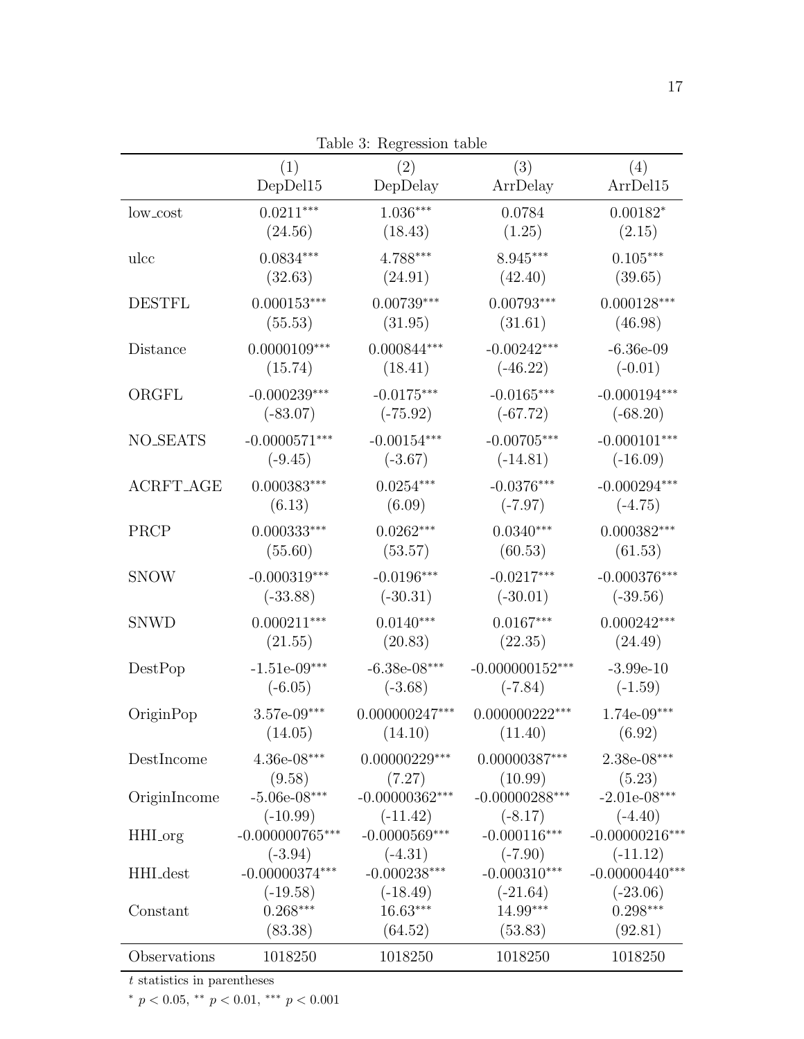Table 3: Regression table

| | (1) DepDel15 | (2) DepDelay | (3) ArrDelay | (4) ArrDel15 |
|---|---|---|---|---|
| low_cost | $0.0211^{***}$ | $1.036^{***}$ | 0.0784 | $0.00182^{*}$ |
| | (24.56) | (18.43) | (1.25) | (2.15) |
| ulcc | $0.0834^{***}$ | $4.788^{***}$ | $8.945^{***}$ | $0.105^{***}$ |
| | (32.63) | (24.91) | (42.40) | (39.65) |
| DESTFL | $0.000153^{***}$ | $0.00739^{***}$ | $0.00793^{***}$ | $0.000128^{***}$ |
| | (55.53) | (31.95) | (31.61) | (46.98) |
| Distance | $0.0000109^{***}$ | $0.000844^{***}$ | $-0.00242^{***}$ | -6.36e-09 |
| | (15.74) | (18.41) | (-46.22) | (-0.01) |
| ORGFL | $-0.000239^{***}$ | $-0.0175^{***}$ | $-0.0165^{***}$ | $-0.000194^{***}$ |
| | (-83.07) | (-75.92) | (-67.72) | (-68.20) |
| NO_SEATS | $-0.0000571^{***}$ | $-0.00154^{***}$ | $-0.00705^{***}$ | $-0.000101^{***}$ |
| | (-9.45) | (-3.67) | (-14.81) | (-16.09) |
| ACRFT_AGE | $0.000383^{***}$ | $0.0254^{***}$ | $-0.0376^{***}$ | $-0.000294^{***}$ |
| | (6.13) | (6.09) | (-7.97) | (-4.75) |
| PRCP | $0.000333^{***}$ | $0.0262^{***}$ | $0.0340^{***}$ | $0.000382^{***}$ |
| | (55.60) | (53.57) | (60.53) | (61.53) |
| SNOW | $-0.000319^{***}$ | $-0.0196^{***}$ | $-0.0217^{***}$ | $-0.000376^{***}$ |
| | (-33.88) | (-30.31) | (-30.01) | (-39.56) |
| SNWD | $0.000211^{***}$ | $0.0140^{***}$ | $0.0167^{***}$ | $0.000242^{***}$ |
| | (21.55) | (20.83) | (22.35) | (24.49) |
| DestPop | -1.51e-09*** | -6.38e-08*** | $-0.000000152^{***}$ | -3.99e-10 |
| | (-6.05) | (-3.68) | (-7.84) | (-1.59) |
| OriginPop | 3.57e-09*** | $0.000000247^{***}$ | $0.000000222^{***}$ | 1.74e-09*** |
| | (14.05) | (14.10) | (11.40) | (6.92) |
| DestIncome | 4.36e-08*** | $0.00000229^{***}$ | $0.00000387^{***}$ | 2.38e-08*** |
| | (9.58) | (7.27) | (10.99) | (5.23) |
| OriginIncome | -5.06e-08*** | $-0.00000362^{***}$ | $-0.00000288^{***}$ | -2.01e-08*** |
| | (-10.99) | (-11.42) | (-8.17) | (-4.40) |
| HHI_org | $-0.000000765^{***}$ | $-0.0000569^{***}$ | $-0.000116^{***}$ | $-0.00000216^{***}$ |
| | (-3.94) | (-4.31) | (-7.90) | (-11.12) |
| HHI_dest | $-0.00000374^{***}$ | $-0.000238^{***}$ | $-0.000310^{***}$ | $-0.00000440^{***}$ |
| | (-19.58) | (-18.49) | (-21.64) | (-23.06) |
| Constant | $0.268^{***}$ | $16.63^{***}$ | $14.99^{***}$ | $0.298^{***}$ |
| | (83.38) | (64.52) | (53.83) | (92.81) |
| Observations | 1018250 | 1018250 | 1018250 | 1018250 |

$t$ statistics in parentheses

$^{*}$ $p < 0.05$, $^{**}$ $p < 0.01$, $^{***}$ $p < 0.001$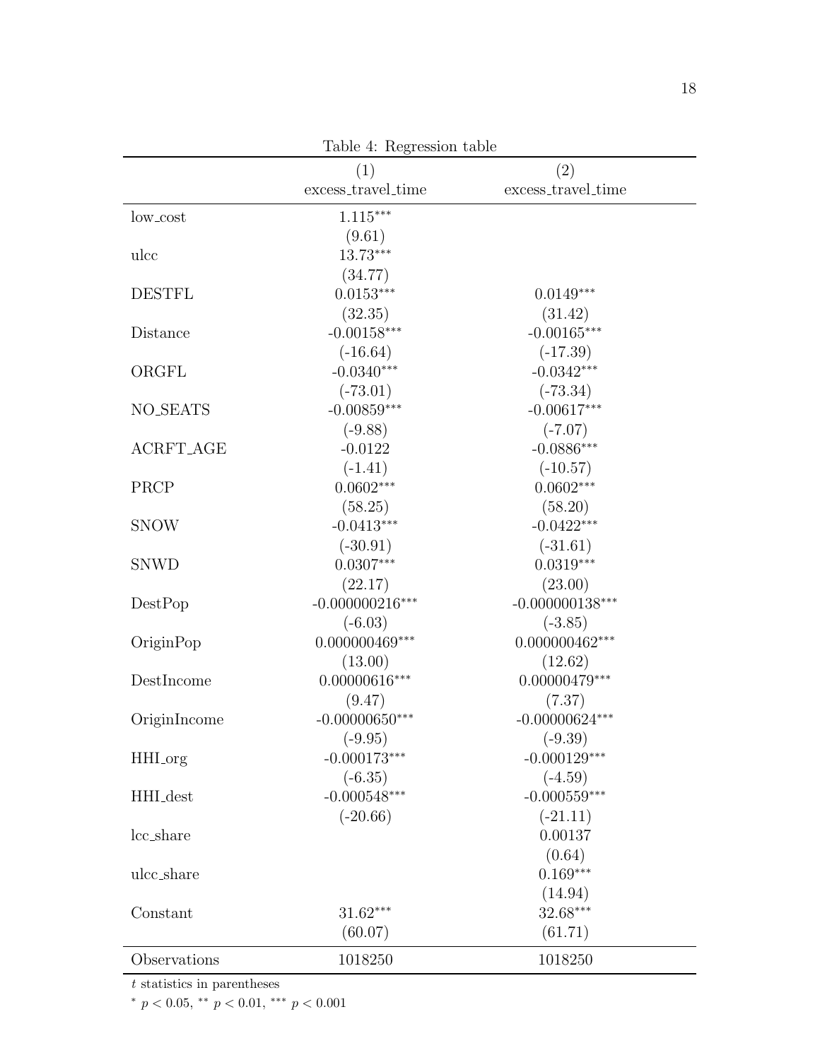Table 4: Regression table

| | (1) excess_travel_time | (2) excess_travel_time |
|---|---|---|
| low_cost | 1.115*** | |
| | (9.61) | |
| ulcc | 13.73*** | |
| | (34.77) | |
| DESTFL | 0.0153*** | 0.0149*** |
| | (32.35) | (31.42) |
| Distance | -0.00158*** | -0.00165*** |
| | (-16.64) | (-17.39) |
| ORGFL | -0.0340*** | -0.0342*** |
| | (-73.01) | (-73.34) |
| NO_SEATS | -0.00859*** | -0.00617*** |
| | (-9.88) | (-7.07) |
| ACRFT_AGE | -0.0122 | -0.0886*** |
| | (-1.41) | (-10.57) |
| PRCP | 0.0602*** | 0.0602*** |
| | (58.25) | (58.20) |
| SNOW | -0.0413*** | -0.0422*** |
| | (-30.91) | (-31.61) |
| SNWD | 0.0307*** | 0.0319*** |
| | (22.17) | (23.00) |
| DestPop | -0.000000216*** | -0.000000138*** |
| | (-6.03) | (-3.85) |
| OriginPop | 0.000000469*** | 0.000000462*** |
| | (13.00) | (12.62) |
| DestIncome | 0.00000616*** | 0.00000479*** |
| | (9.47) | (7.37) |
| OriginIncome | -0.00000650*** | -0.00000624*** |
| | (-9.95) | (-9.39) |
| HHI_org | -0.000173*** | -0.000129*** |
| | (-6.35) | (-4.59) |
| HHI_dest | -0.000548*** | -0.000559*** |
| | (-20.66) | (-21.11) |
| lcc_share | | 0.00137 |
| | | (0.64) |
| ulcc_share | | 0.169*** |
| | | (14.94) |
| Constant | 31.62*** | 32.68*** |
| | (60.07) | (61.71) |
| Observations | 1018250 | 1018250 |

$t$ statistics in parentheses

$^{*}$ $p < 0.05$, $^{**}$ $p < 0.01$, $^{***}$ $p < 0.001$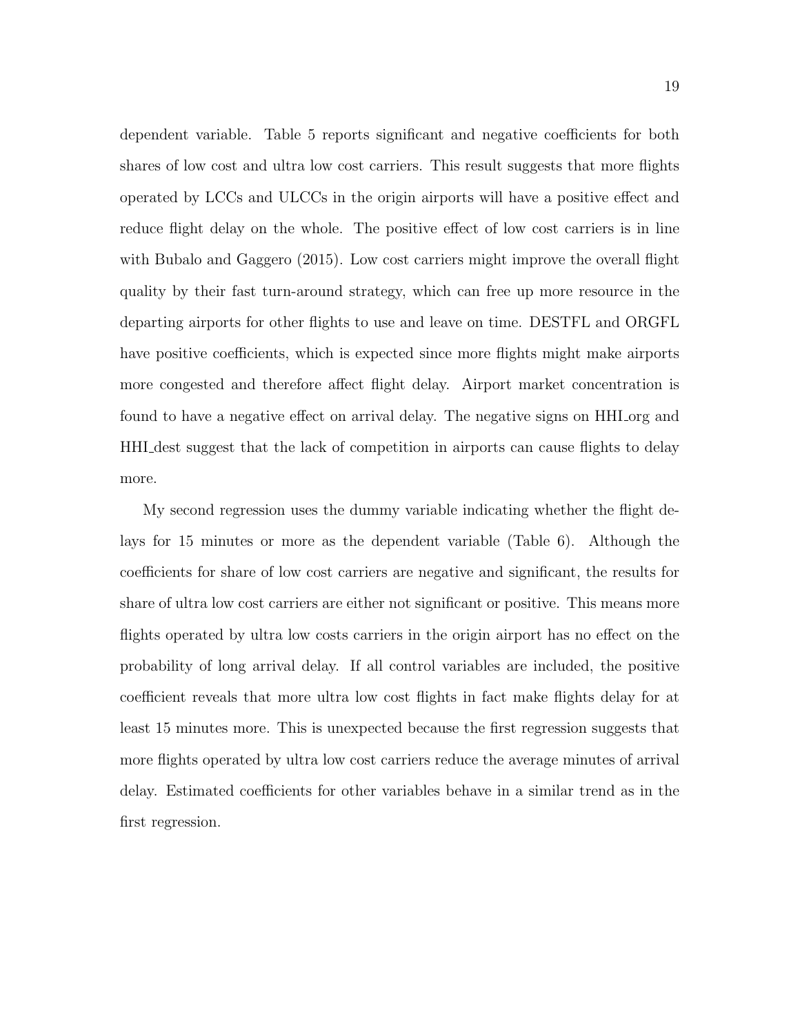dependent variable. Table 5 reports significant and negative coefficients for both shares of low cost and ultra low cost carriers. This result suggests that more flights operated by LCCs and ULCCs in the origin airports will have a positive effect and reduce flight delay on the whole. The positive effect of low cost carriers is in line with Bubalo and Gaggero (2015). Low cost carriers might improve the overall flight quality by their fast turn-around strategy, which can free up more resource in the departing airports for other flights to use and leave on time. DESTFL and ORGFL have positive coefficients, which is expected since more flights might make airports more congested and therefore affect flight delay. Airport market concentration is found to have a negative effect on arrival delay. The negative signs on HHI_org and HHI_dest suggest that the lack of competition in airports can cause flights to delay more.

My second regression uses the dummy variable indicating whether the flight delays for 15 minutes or more as the dependent variable (Table 6). Although the coefficients for share of low cost carriers are negative and significant, the results for share of ultra low cost carriers are either not significant or positive. This means more flights operated by ultra low costs carriers in the origin airport has no effect on the probability of long arrival delay. If all control variables are included, the positive coefficient reveals that more ultra low cost flights in fact make flights delay for at least 15 minutes more. This is unexpected because the first regression suggests that more flights operated by ultra low cost carriers reduce the average minutes of arrival delay. Estimated coefficients for other variables behave in a similar trend as in the first regression.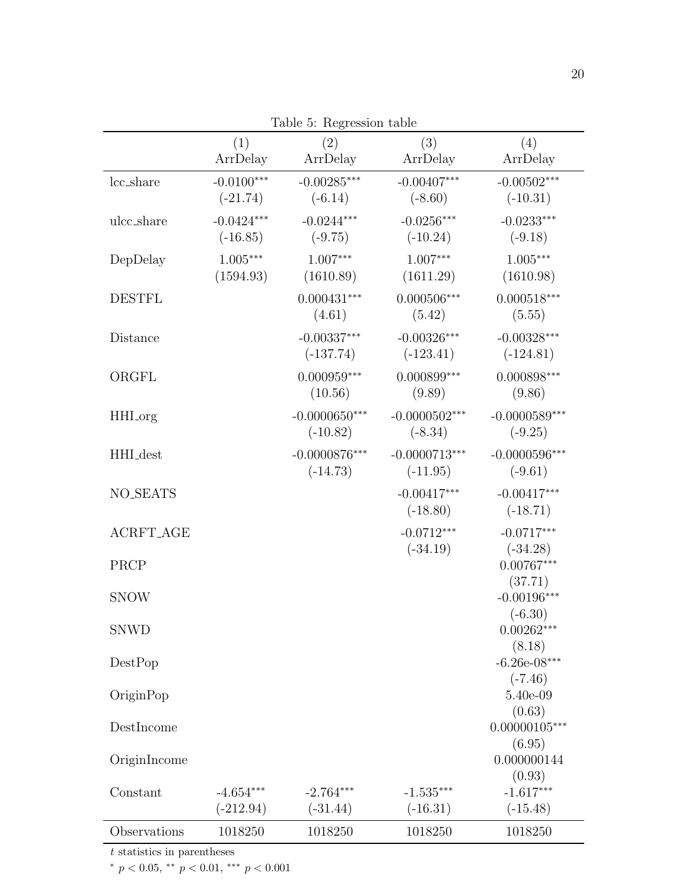Table 5: Regression table

| | (1) | (2) | (3) | (4) |
|---|---|---|---|---|
| | ArrDelay | ArrDelay | ArrDelay | ArrDelay |
| lcc_share | -0.0100*** | -0.00285*** | -0.00407*** | -0.00502*** |
| | (-21.74) | (-6.14) | (-8.60) | (-10.31) |
| ulcc_share | -0.0424*** | -0.0244*** | -0.0256*** | -0.0233*** |
| | (-16.85) | (-9.75) | (-10.24) | (-9.18) |
| DepDelay | 1.005*** | 1.007*** | 1.007*** | 1.005*** |
| | (1594.93) | (1610.89) | (1611.29) | (1610.98) |
| DESTFL | | 0.000431*** | 0.000506*** | 0.000518*** |
| | | (4.61) | (5.42) | (5.55) |
| Distance | | -0.00337*** | -0.00326*** | -0.00328*** |
| | | (-137.74) | (-123.41) | (-124.81) |
| ORGFL | | 0.000959*** | 0.000899*** | 0.000898*** |
| | | (10.56) | (9.89) | (9.86) |
| HHI_org | | -0.0000650*** | -0.0000502*** | -0.0000589*** |
| | | (-10.82) | (-8.34) | (-9.25) |
| HHI_dest | | -0.0000876*** | -0.0000713*** | -0.0000596*** |
| | | (-14.73) | (-11.95) | (-9.61) |
| NO_SEATS | | | -0.00417*** | -0.00417*** |
| | | | (-18.80) | (-18.71) |
| ACRFT_AGE | | | -0.0712*** | -0.0717*** |
| | | | (-34.19) | (-34.28) |
| PRCP | | | | 0.00767*** |
| | | | | (37.71) |
| SNOW | | | | -0.00196*** |
| | | | | (-6.30) |
| SNWD | | | | 0.00262*** |
| | | | | (8.18) |
| DestPop | | | | -6.26e-08*** |
| | | | | (-7.46) |
| OriginPop | | | | 5.40e-09 |
| | | | | (0.63) |
| DestIncome | | | | 0.00000105*** |
| | | | | (6.95) |
| OriginIncome | | | | 0.000000144 |
| | | | | (0.93) |
| Constant | -4.654*** | -2.764*** | -1.535*** | -1.617*** |
| | (-212.94) | (-31.44) | (-16.31) | (-15.48) |
| Observations | 1018250 | 1018250 | 1018250 | 1018250 |

$t$ statistics in parentheses

* $p < 0.05$, ** $p < 0.01$, *** $p < 0.001$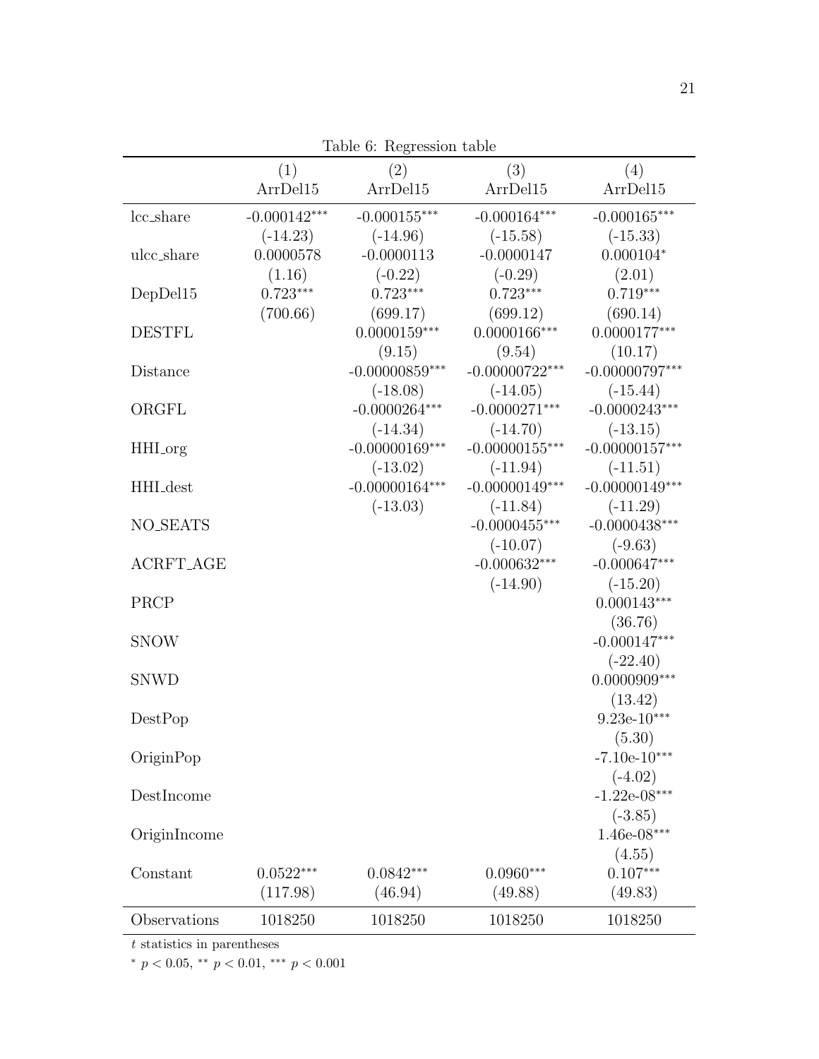Table 6: Regression table

| | (1) | (2) | (3) | (4) |
|---|---|---|---|---|
| | ArrDel15 | ArrDel15 | ArrDel15 | ArrDel15 |
| lcc_share | -0.000142*** | -0.000155*** | -0.000164*** | -0.000165*** |
| | (-14.23) | (-14.96) | (-15.58) | (-15.33) |
| ulcc_share | 0.0000578 | -0.0000113 | -0.0000147 | 0.000104* |
| | (1.16) | (-0.22) | (-0.29) | (2.01) |
| DepDel15 | 0.723*** | 0.723*** | 0.723*** | 0.719*** |
| | (700.66) | (699.17) | (699.12) | (690.14) |
| DESTFL | | 0.0000159*** | 0.0000166*** | 0.0000177*** |
| | | (9.15) | (9.54) | (10.17) |
| Distance | | -0.00000859*** | -0.00000722*** | -0.00000797*** |
| | | (-18.08) | (-14.05) | (-15.44) |
| ORGFL | | -0.0000264*** | -0.0000271*** | -0.0000243*** |
| | | (-14.34) | (-14.70) | (-13.15) |
| HHI_org | | -0.00000169*** | -0.00000155*** | -0.00000157*** |
| | | (-13.02) | (-11.94) | (-11.51) |
| HHI_dest | | -0.00000164*** | -0.00000149*** | -0.00000149*** |
| | | (-13.03) | (-11.84) | (-11.29) |
| NO_SEATS | | | -0.0000455*** | -0.0000438*** |
| | | | (-10.07) | (-9.63) |
| ACRFT_AGE | | | -0.000632*** | -0.000647*** |
| | | | (-14.90) | (-15.20) |
| PRCP | | | | 0.000143*** |
| | | | | (36.76) |
| SNOW | | | | -0.000147*** |
| | | | | (-22.40) |
| SNWD | | | | 0.0000909*** |
| | | | | (13.42) |
| DestPop | | | | 9.23e-10*** |
| | | | | (5.30) |
| OriginPop | | | | -7.10e-10*** |
| | | | | (-4.02) |
| DestIncome | | | | -1.22e-08*** |
| | | | | (-3.85) |
| OriginIncome | | | | 1.46e-08*** |
| | | | | (4.55) |
| Constant | 0.0522*** | 0.0842*** | 0.0960*** | 0.107*** |
| | (117.98) | (46.94) | (49.88) | (49.83) |
| Observations | 1018250 | 1018250 | 1018250 | 1018250 |

$t$ statistics in parentheses

* $p < 0.05$, ** $p < 0.01$, *** $p < 0.001$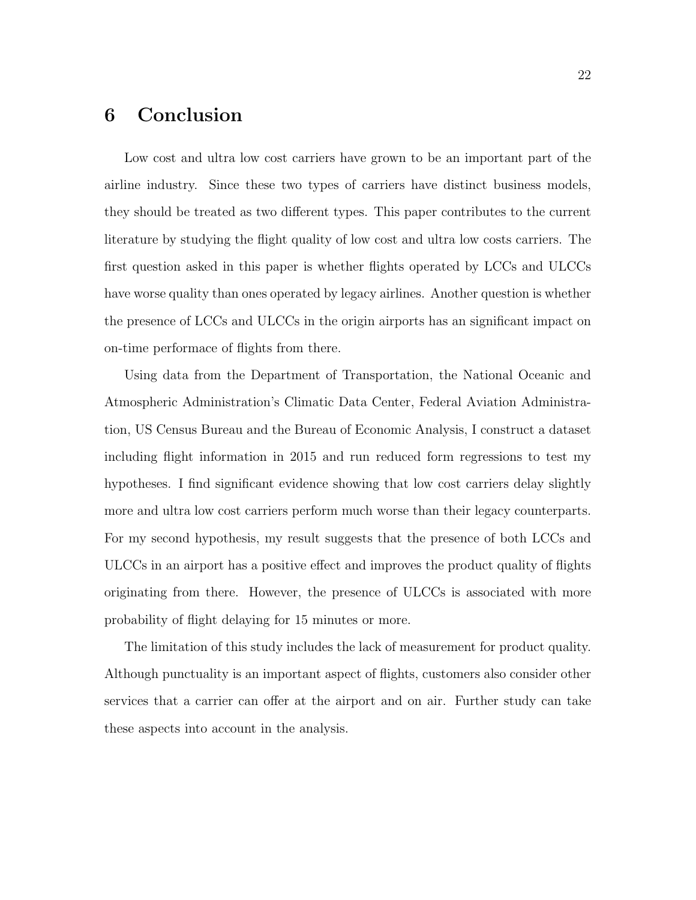# 6 Conclusion

Low cost and ultra low cost carriers have grown to be an important part of the airline industry. Since these two types of carriers have distinct business models, they should be treated as two different types. This paper contributes to the current literature by studying the flight quality of low cost and ultra low costs carriers. The first question asked in this paper is whether flights operated by LCCs and ULCCs have worse quality than ones operated by legacy airlines. Another question is whether the presence of LCCs and ULCCs in the origin airports has an significant impact on on-time performace of flights from there.

Using data from the Department of Transportation, the National Oceanic and Atmospheric Administration's Climatic Data Center, Federal Aviation Administration, US Census Bureau and the Bureau of Economic Analysis, I construct a dataset including flight information in 2015 and run reduced form regressions to test my hypotheses. I find significant evidence showing that low cost carriers delay slightly more and ultra low cost carriers perform much worse than their legacy counterparts. For my second hypothesis, my result suggests that the presence of both LCCs and ULCCs in an airport has a positive effect and improves the product quality of flights originating from there. However, the presence of ULCCs is associated with more probability of flight delaying for 15 minutes or more.

The limitation of this study includes the lack of measurement for product quality. Although punctuality is an important aspect of flights, customers also consider other services that a carrier can offer at the airport and on air. Further study can take these aspects into account in the analysis.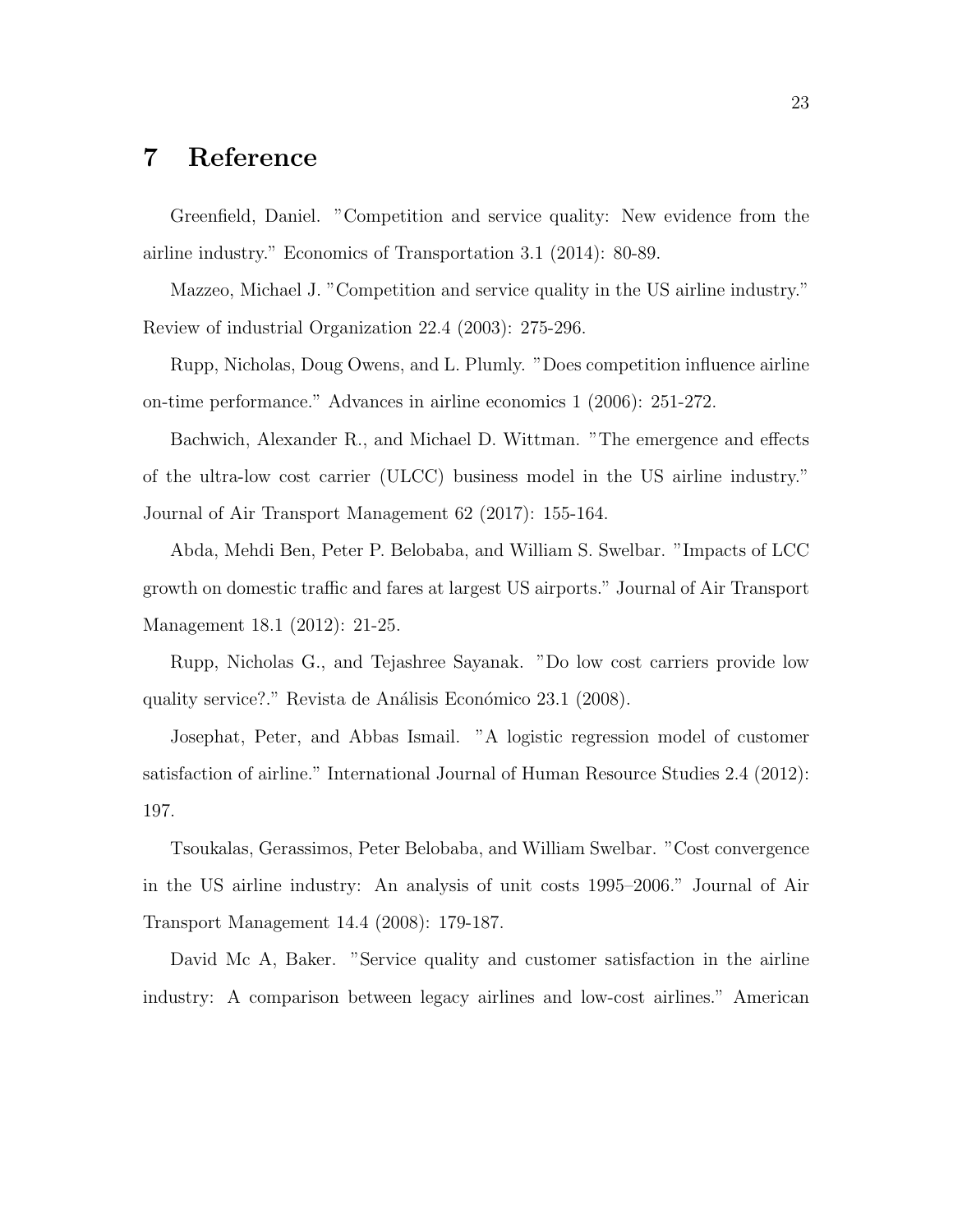# 7 Reference

Greenfield, Daniel. "Competition and service quality: New evidence from the airline industry." Economics of Transportation 3.1 (2014): 80-89.

Mazzeo, Michael J. "Competition and service quality in the US airline industry." Review of industrial Organization 22.4 (2003): 275-296.

Rupp, Nicholas, Doug Owens, and L. Plumly. "Does competition influence airline on-time performance." Advances in airline economics 1 (2006): 251-272.

Bachwich, Alexander R., and Michael D. Wittman. "The emergence and effects of the ultra-low cost carrier (ULCC) business model in the US airline industry." Journal of Air Transport Management 62 (2017): 155-164.

Abda, Mehdi Ben, Peter P. Belobaba, and William S. Swelbar. "Impacts of LCC growth on domestic traffic and fares at largest US airports." Journal of Air Transport Management 18.1 (2012): 21-25.

Rupp, Nicholas G., and Tejashree Sayanak. "Do low cost carriers provide low quality service?." Revista de Análisis Económico 23.1 (2008).

Josephat, Peter, and Abbas Ismail. "A logistic regression model of customer satisfaction of airline." International Journal of Human Resource Studies 2.4 (2012): 197.

Tsoukalas, Gerassimos, Peter Belobaba, and William Swelbar. "Cost convergence in the US airline industry: An analysis of unit costs 1995–2006." Journal of Air Transport Management 14.4 (2008): 179-187.

David Mc A, Baker. "Service quality and customer satisfaction in the airline industry: A comparison between legacy airlines and low-cost airlines." American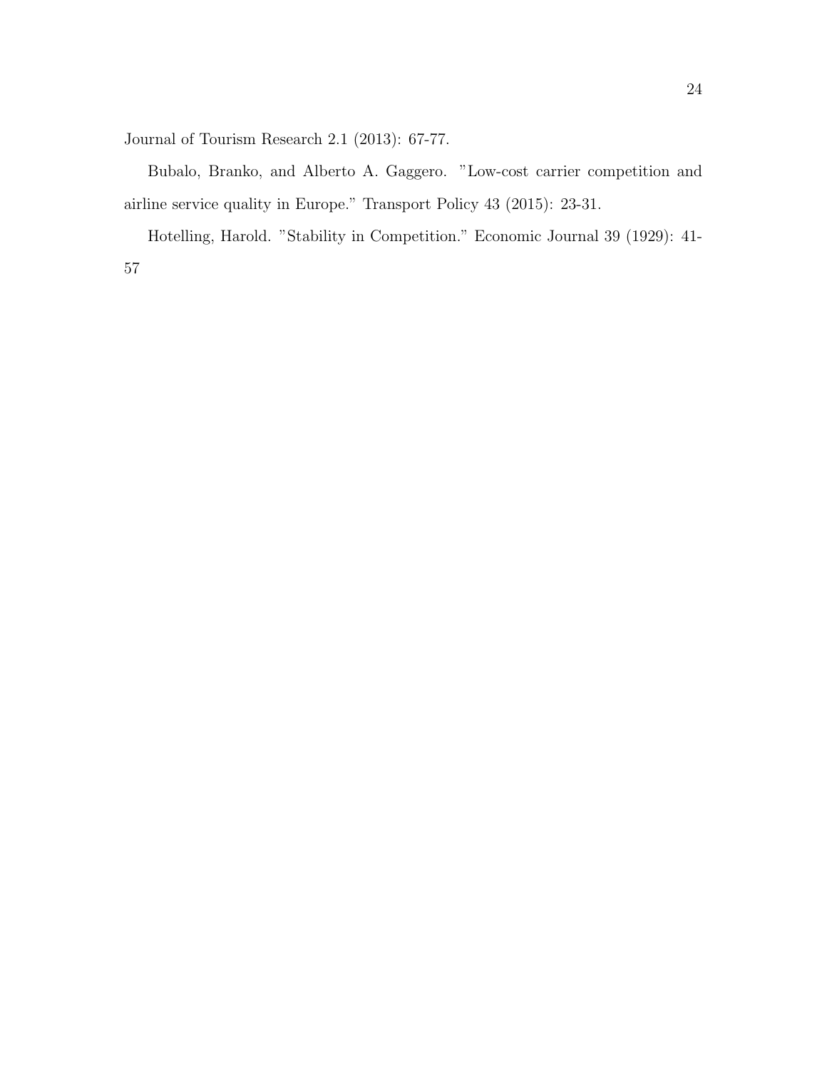Journal of Tourism Research 2.1 (2013): 67-77.

Bubalo, Branko, and Alberto A. Gaggero. "Low-cost carrier competition and airline service quality in Europe." Transport Policy 43 (2015): 23-31.

Hotelling, Harold. "Stability in Competition." Economic Journal 39 (1929): 41-57